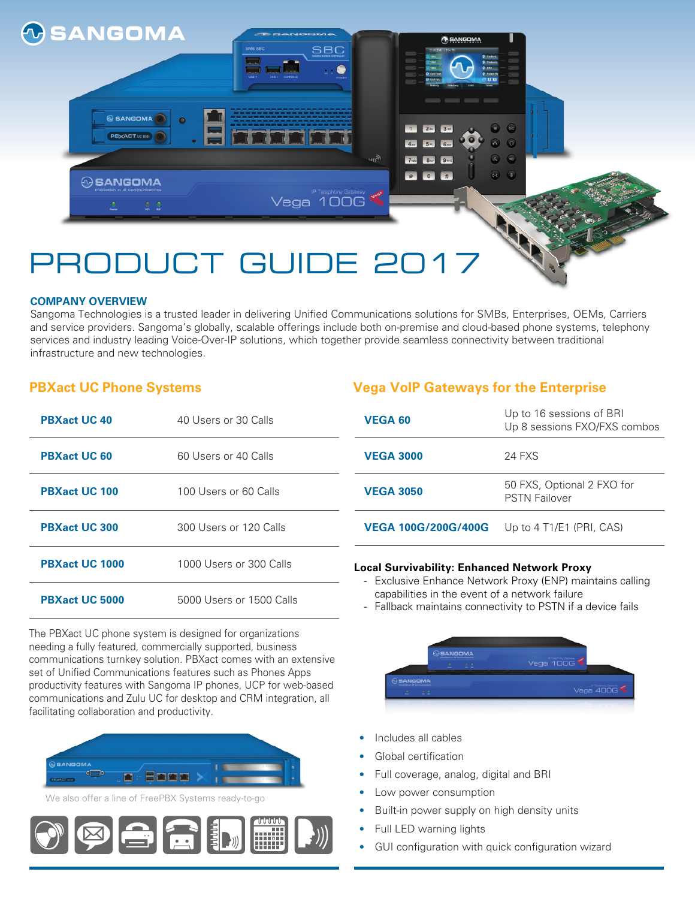# PRODUCT GUIDE 2017

## COMPANY OVERVIEW

Sangoma Technologies is a trusted leader in delivering Unified Communications solutions for SMBs, Enterprises, OEMs, Carriers and service providers. Sangoma's globally, scalable offerings include both on-premise and cloud-based phone systems, telephony services and industry leading Voice-Over-IP solutions, which together provide seamless connectivity between traditional infrastructure and new technologies.

## PBXact UC Phone Systems

| | |
|---|---|
| **PBXact UC 40** | 40 Users or 30 Calls |
| **PBXact UC 60** | 60 Users or 40 Calls |
| **PBXact UC 100** | 100 Users or 60 Calls |
| **PBXact UC 300** | 300 Users or 120 Calls |
| **PBXact UC 1000** | 1000 Users or 300 Calls |
| **PBXact UC 5000** | 5000 Users or 1500 Calls |

The PBXact UC phone system is designed for organizations needing a fully featured, commercially supported, business communications turnkey solution. PBXact comes with an extensive set of Unified Communications features such as Phones Apps productivity features with Sangoma IP phones, UCP for web-based communications and Zulu UC for desktop and CRM integration, all facilitating collaboration and productivity.

We also offer a line of FreePBX Systems ready-to-go

## Vega VoIP Gateways for the Enterprise

| | |
|---|---|
| **VEGA 60** | Up to 16 sessions of BRI<br>Up 8 sessions FXO/FXS combos |
| **VEGA 3000** | 24 FXS |
| **VEGA 3050** | 50 FXS, Optional 2 FXO for PSTN Failover |
| **VEGA 100G/200G/400G** | Up to 4 T1/E1 (PRI, CAS) |

**Local Survivability: Enhanced Network Proxy**

- Exclusive Enhance Network Proxy (ENP) maintains calling capabilities in the event of a network failure
- Fallback maintains connectivity to PSTN if a device fails

- Includes all cables
- Global certification
- Full coverage, analog, digital and BRI
- Low power consumption
- Built-in power supply on high density units
- Full LED warning lights
- GUI configuration with quick configuration wizard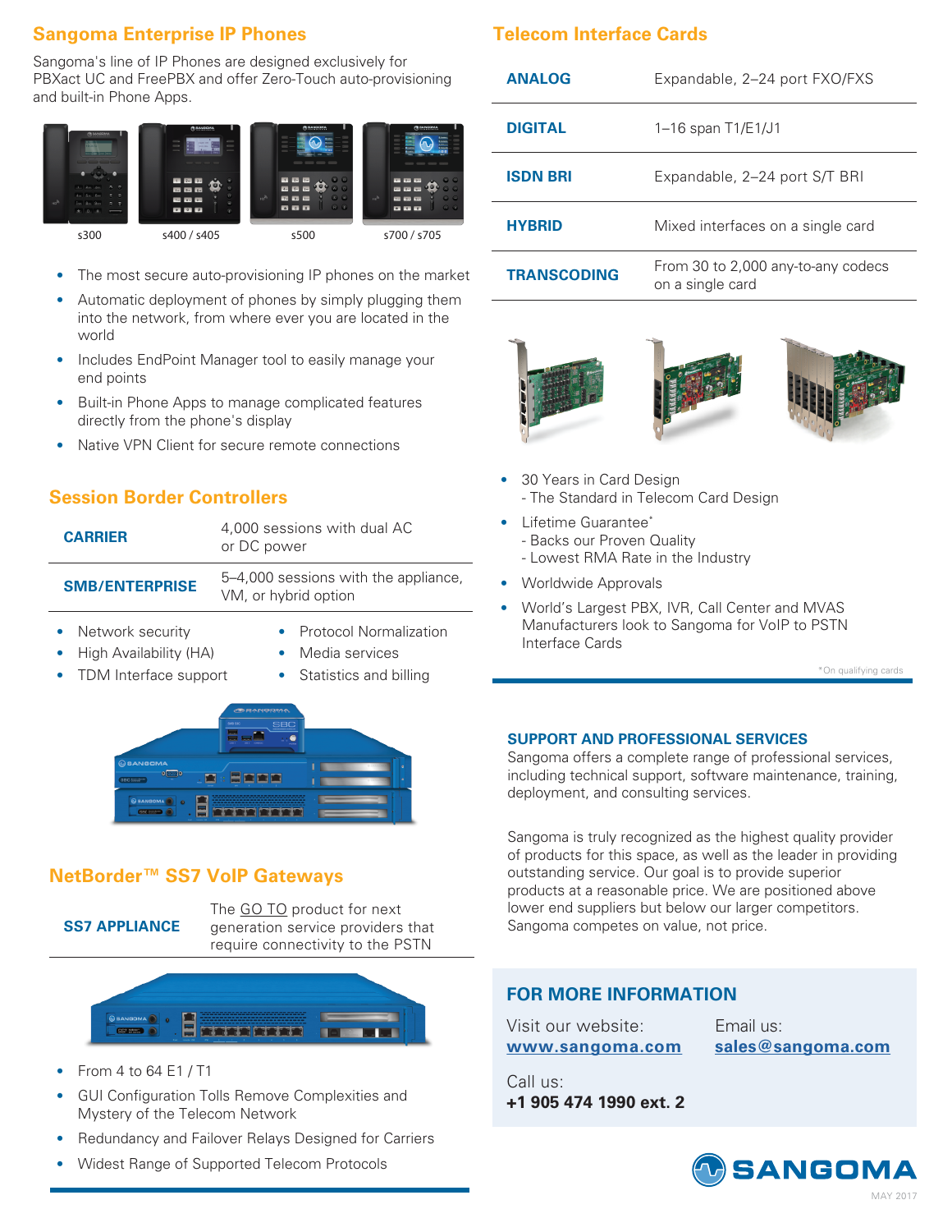## Sangoma Enterprise IP Phones

Sangoma's line of IP Phones are designed exclusively for PBXact UC and FreePBX and offer Zero-Touch auto-provisioning and built-in Phone Apps.

s300 s400 / s405 s500 s700 / s705

- The most secure auto-provisioning IP phones on the market
- Automatic deployment of phones by simply plugging them into the network, from where ever you are located in the world
- Includes EndPoint Manager tool to easily manage your end points
- Built-in Phone Apps to manage complicated features directly from the phone's display
- Native VPN Client for secure remote connections

## Session Border Controllers

| | |
|---|---|
| **CARRIER** | 4,000 sessions with dual AC or DC power |
| **SMB/ENTERPRISE** | 5–4,000 sessions with the appliance, VM, or hybrid option |

- Network security
- High Availability (HA)
- TDM Interface support
- Protocol Normalization
- Media services
- Statistics and billing

## NetBorder™ SS7 VoIP Gateways

| | |
|---|---|
| **SS7 APPLIANCE** | The GO TO product for next generation service providers that require connectivity to the PSTN |

- From 4 to 64 E1 / T1
- GUI Configuration Tolls Remove Complexities and Mystery of the Telecom Network
- Redundancy and Failover Relays Designed for Carriers
- Widest Range of Supported Telecom Protocols

## Telecom Interface Cards

| | |
|---|---|
| **ANALOG** | Expandable, 2–24 port FXO/FXS |
| **DIGITAL** | 1–16 span T1/E1/J1 |
| **ISDN BRI** | Expandable, 2–24 port S/T BRI |
| **HYBRID** | Mixed interfaces on a single card |
| **TRANSCODING** | From 30 to 2,000 any-to-any codecs on a single card |

- 30 Years in Card Design
  - The Standard in Telecom Card Design
- Lifetime Guarantee*
  - Backs our Proven Quality
  - Lowest RMA Rate in the Industry
- Worldwide Approvals
- World's Largest PBX, IVR, Call Center and MVAS Manufacturers look to Sangoma for VoIP to PSTN Interface Cards

*On qualifying cards

### SUPPORT AND PROFESSIONAL SERVICES

Sangoma offers a complete range of professional services, including technical support, software maintenance, training, deployment, and consulting services.

Sangoma is truly recognized as the highest quality provider of products for this space, as well as the leader in providing outstanding service. Our goal is to provide superior products at a reasonable price. We are positioned above lower end suppliers but below our larger competitors. Sangoma competes on value, not price.

### FOR MORE INFORMATION

Visit our website:
**www.sangoma.com**

Email us:
**sales@sangoma.com**

Call us:
**+1 905 474 1990 ext. 2**

SANGOMA

MAY 2017